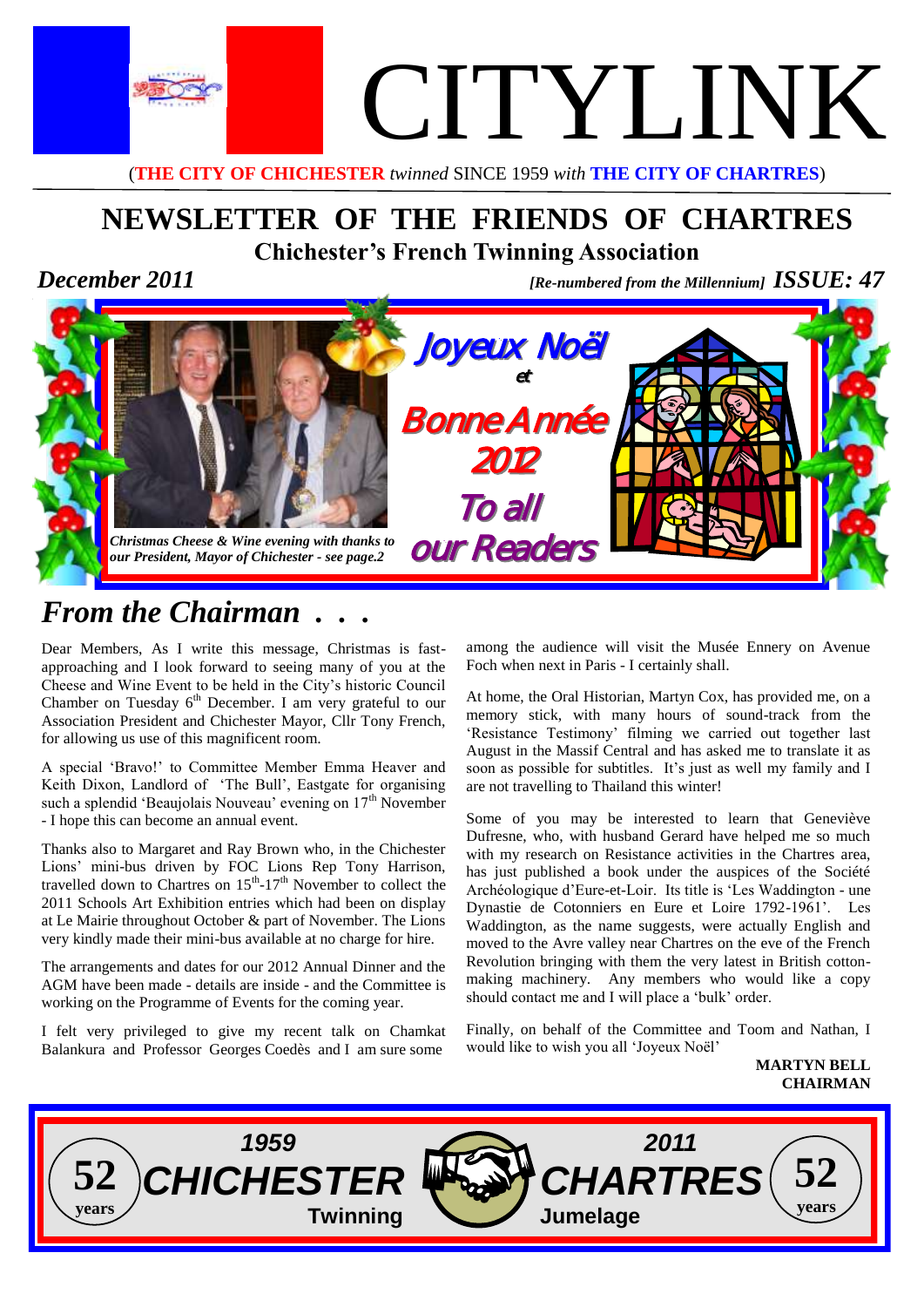# CITYLINK

(**THE CITY OF CHICHESTER** *twinned* SINCE 1959 *with* **THE CITY OF CHARTRES**)

## NEWSLETTER OF THE FRIENDS OF CHARTRES

### Chichester's French Twinning Association

***December 2011*** ***[Re-numbered from the Millennium] ISSUE: 47***

*Christmas Cheese & Wine evening with thanks to our President, Mayor of Chichester - see page.2*

Joyeux Noël et Bonne Année 2012 To all our Readers

## *From the Chairman . . .*

Dear Members, As I write this message, Christmas is fast-approaching and I look forward to seeing many of you at the Cheese and Wine Event to be held in the City's historic Council Chamber on Tuesday 6th December. I am very grateful to our Association President and Chichester Mayor, Cllr Tony French, for allowing us use of this magnificent room.

A special 'Bravo!' to Committee Member Emma Heaver and Keith Dixon, Landlord of 'The Bull', Eastgate for organising such a splendid 'Beaujolais Nouveau' evening on 17th November - I hope this can become an annual event.

Thanks also to Margaret and Ray Brown who, in the Chichester Lions' mini-bus driven by FOC Lions Rep Tony Harrison, travelled down to Chartres on 15th-17th November to collect the 2011 Schools Art Exhibition entries which had been on display at Le Mairie throughout October & part of November. The Lions very kindly made their mini-bus available at no charge for hire.

The arrangements and dates for our 2012 Annual Dinner and the AGM have been made - details are inside - and the Committee is working on the Programme of Events for the coming year.

I felt very privileged to give my recent talk on Chamkat Balankura and Professor Georges Coedès and I am sure some among the audience will visit the Musée Ennery on Avenue Foch when next in Paris - I certainly shall.

At home, the Oral Historian, Martyn Cox, has provided me, on a memory stick, with many hours of sound-track from the 'Resistance Testimony' filming we carried out together last August in the Massif Central and has asked me to translate it as soon as possible for subtitles. It's just as well my family and I are not travelling to Thailand this winter!

Some of you may be interested to learn that Geneviève Dufresne, who, with husband Gerard have helped me so much with my research on Resistance activities in the Chartres area, has just published a book under the auspices of the Société Archéologique d'Eure-et-Loir. Its title is 'Les Waddington - une Dynastie de Cotonniers en Eure et Loire 1792-1961'. Les Waddington, as the name suggests, were actually English and moved to the Avre valley near Chartres on the eve of the French Revolution bringing with them the very latest in British cotton-making machinery. Any members who would like a copy should contact me and I will place a 'bulk' order.

Finally, on behalf of the Committee and Toom and Nathan, I would like to wish you all 'Joyeux Noël'

**MARTYN BELL**
**CHAIRMAN**

52 years — 1959 CHICHESTER Twinning — 2011 CHARTRES Jumelage — 52 years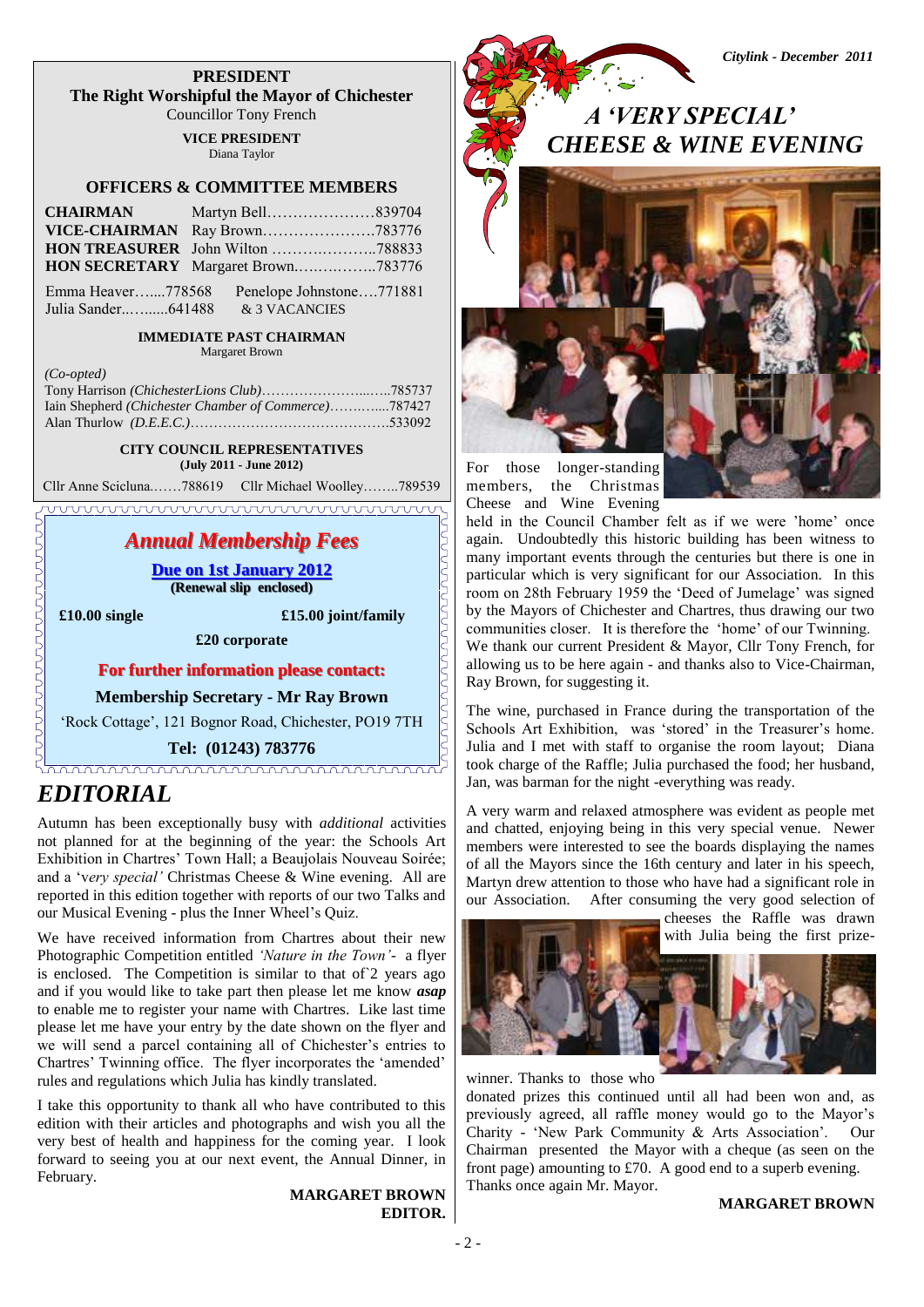**PRESIDENT**
**The Right Worshipful the Mayor of Chichester**
Councillor Tony French

**VICE PRESIDENT**
Diana Taylor

**OFFICERS & COMMITTEE MEMBERS**

| | |
|---|---|
| **CHAIRMAN** | Martyn Bell…………………839704 |
| **VICE-CHAIRMAN** | Ray Brown………………….783776 |
| **HON TREASURER** | John Wilton ……….……….788833 |
| **HON SECRETARY** | Margaret Brown.….….……..783776 |

Emma Heaver…....778568 Penelope Johnstone….771881
Julia Sander..…......641488 & 3 VACANCIES

**IMMEDIATE PAST CHAIRMAN**
Margaret Brown

*(Co-opted)*
Tony Harrison *(ChichesterLions Club)*……………………...….785737
Iain Shepherd *(Chichester Chamber of Commerce)*………....787427
Alan Thurlow *(D.E.E.C.)*…………………………………….533092

**CITY COUNCIL REPRESENTATIVES**
**(July 2011 - June 2012)**

Cllr Anne Scicluna.……788619 Cllr Michael Woolley……..789539

## *Annual Membership Fees*

**Due on 1st January 2012**
**(Renewal slip enclosed)**

**£10.00 single** **£15.00 joint/family**

**£20 corporate**

**For further information please contact:**

**Membership Secretary - Mr Ray Brown**

'Rock Cottage', 121 Bognor Road, Chichester, PO19 7TH

**Tel: (01243) 783776**

# *EDITORIAL*

Autumn has been exceptionally busy with *additional* activities not planned for at the beginning of the year: the Schools Art Exhibition in Chartres' Town Hall; a Beaujolais Nouveau Soirée; and a '*very special'* Christmas Cheese & Wine evening. All are reported in this edition together with reports of our two Talks and our Musical Evening - plus the Inner Wheel's Quiz.

We have received information from Chartres about their new Photographic Competition entitled *'Nature in the Town'*- a flyer is enclosed. The Competition is similar to that of`2 years ago and if you would like to take part then please let me know ***asap*** to enable me to register your name with Chartres. Like last time please let me have your entry by the date shown on the flyer and we will send a parcel containing all of Chichester's entries to Chartres' Twinning office. The flyer incorporates the 'amended' rules and regulations which Julia has kindly translated.

I take this opportunity to thank all who have contributed to this edition with their articles and photographs and wish you all the very best of health and happiness for the coming year. I look forward to seeing you at our next event, the Annual Dinner, in February.

**MARGARET BROWN**
**EDITOR.**

# *A 'VERY SPECIAL' CHEESE & WINE EVENING*

For those longer-standing members, the Christmas Cheese and Wine Evening held in the Council Chamber felt as if we were 'home' once again. Undoubtedly this historic building has been witness to many important events through the centuries but there is one in particular which is very significant for our Association. In this room on 28th February 1959 the 'Deed of Jumelage' was signed by the Mayors of Chichester and Chartres, thus drawing our two communities closer. It is therefore the 'home' of our Twinning. We thank our current President & Mayor, Cllr Tony French, for allowing us to be here again - and thanks also to Vice-Chairman, Ray Brown, for suggesting it.

The wine, purchased in France during the transportation of the Schools Art Exhibition, was 'stored' in the Treasurer's home. Julia and I met with staff to organise the room layout; Diana took charge of the Raffle; Julia purchased the food; her husband, Jan, was barman for the night -everything was ready.

A very warm and relaxed atmosphere was evident as people met and chatted, enjoying being in this very special venue. Newer members were interested to see the boards displaying the names of all the Mayors since the 16th century and later in his speech, Martyn drew attention to those who have had a significant role in our Association. After consuming the very good selection of cheeses the Raffle was drawn with Julia being the first prize-winner. Thanks to those who donated prizes this continued until all had been won and, as previously agreed, all raffle money would go to the Mayor's Charity - 'New Park Community & Arts Association'. Our Chairman presented the Mayor with a cheque (as seen on the front page) amounting to £70. A good end to a superb evening. Thanks once again Mr. Mayor.

**MARGARET BROWN**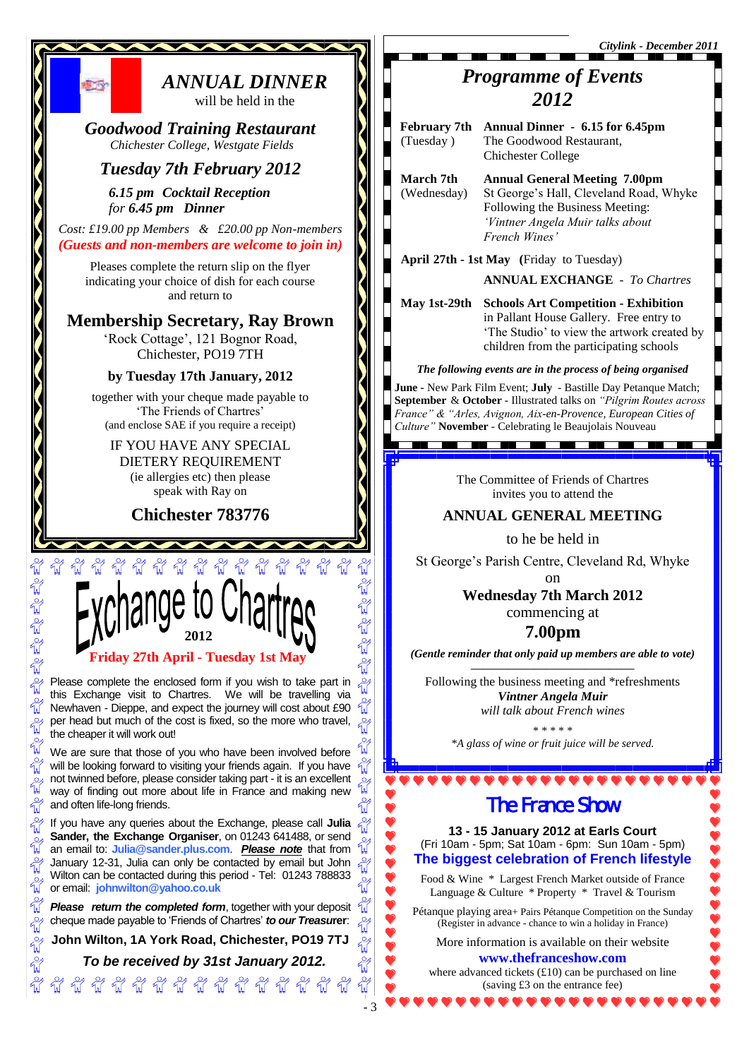# ANNUAL DINNER

will be held in the

## *Goodwood Training Restaurant*

*Chichester College, Westgate Fields*

### *Tuesday 7th February 2012*

***6.15 pm Cocktail Reception***

*for **6.45 pm Dinner***

*Cost: £19.00 pp Members & £20.00 pp Non-members*

***(Guests and non-members are welcome to join in)***

Pleases complete the return slip on the flyer indicating your choice of dish for each course and return to

## Membership Secretary, Ray Brown

'Rock Cottage', 121 Bognor Road, Chichester, PO19 7TH

**by Tuesday 17th January, 2012**

together with your cheque made payable to 'The Friends of Chartres' (and enclose SAE if you require a receipt)

IF YOU HAVE ANY SPECIAL DIETERY REQUIREMENT (ie allergies etc) then please speak with Ray on

## Chichester 783776

# Exchange to Chartres 2012

**Friday 27th April - Tuesday 1st May**

Please complete the enclosed form if you wish to take part in this Exchange visit to Chartres. We will be travelling via Newhaven - Dieppe, and expect the journey will cost about £90 per head but much of the cost is fixed, so the more who travel, the cheaper it will work out!

We are sure that those of you who have been involved before will be looking forward to visiting your friends again. If you have not twinned before, please consider taking part - it is an excellent way of finding out more about life in France and making new and often life-long friends.

If you have any queries about the Exchange, please call **Julia Sander, the Exchange Organiser**, on 01243 641488, or send an email to: **Julia@sander.plus.com**. ***Please note*** that from January 12-31, Julia can only be contacted by email but John Wilton can be contacted during this period - Tel: 01243 788833 or email: **johnwilton@yahoo.co.uk**

***Please return the completed form***, together with your deposit cheque made payable to 'Friends of Chartres' ***to our Treasurer***:

**John Wilton, 1A York Road, Chichester, PO19 7TJ**

***To be received by 31st January 2012.***

# *Programme of Events 2012*

| | |
|---|---|
| **February 7th** (Tuesday ) | **Annual Dinner - 6.15 for 6.45pm** The Goodwood Restaurant, Chichester College |
| **March 7th** (Wednesday) | **Annual General Meeting 7.00pm** St George's Hall, Cleveland Road, Whyke Following the Business Meeting: *'Vintner Angela Muir talks about French Wines'* |
| **April 27th - 1st May** (Friday to Tuesday) | **ANNUAL EXCHANGE** - *To Chartres* |
| **May 1st-29th** | **Schools Art Competition - Exhibition** in Pallant House Gallery. Free entry to 'The Studio' to view the artwork created by children from the participating schools |

***The following events are in the process of being organised***

**June** - New Park Film Event; **July** - Bastille Day Petanque Match; **September** & **October** - Illustrated talks on *"Pilgrim Routes across France" & "Arles, Avignon, Aix-en-Provence, European Cities of Culture"* **November** - Celebrating le Beaujolais Nouveau

The Committee of Friends of Chartres invites you to attend the

## ANNUAL GENERAL MEETING

to he be held in

St George's Parish Centre, Cleveland Rd, Whyke

on

**Wednesday 7th March 2012**

commencing at

**7.00pm**

***(Gentle reminder that only paid up members are able to vote)***

Following the business meeting and *refreshments

***Vintner Angela Muir***

*will talk about French wines*

\* \* \* \* \*

*\*A glass of wine or fruit juice will be served.*

# The France Show

**13 - 15 January 2012 at Earls Court**

(Fri 10am - 5pm; Sat 10am - 6pm: Sun 10am - 5pm)

**The biggest celebration of French lifestyle**

Food & Wine * Largest French Market outside of France
Language & Culture * Property * Travel & Tourism

Pétanque playing area+ Pairs Pétanque Competition on the Sunday (Register in advance - chance to win a holiday in France)

More information is available on their website

**www.thefranceshow.com**

where advanced tickets (£10) can be purchased on line (saving £3 on the entrance fee)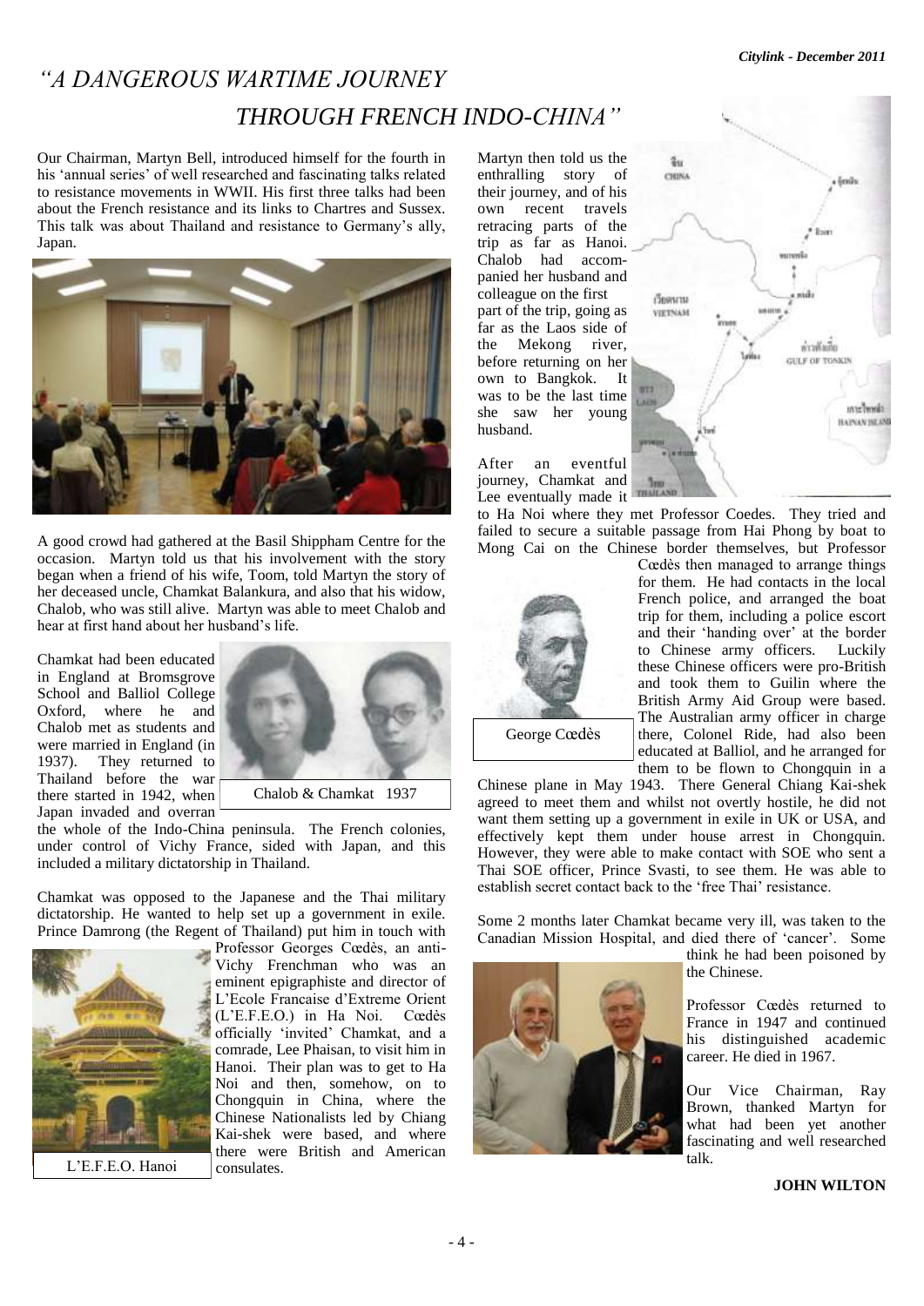# *"A DANGEROUS WARTIME JOURNEY THROUGH FRENCH INDO-CHINA"*

Our Chairman, Martyn Bell, introduced himself for the fourth in his 'annual series' of well researched and fascinating talks related to resistance movements in WWII. His first three talks had been about the French resistance and its links to Chartres and Sussex. This talk was about Thailand and resistance to Germany's ally, Japan.

A good crowd had gathered at the Basil Shippham Centre for the occasion. Martyn told us that his involvement with the story began when a friend of his wife, Toom, told Martyn the story of her deceased uncle, Chamkat Balankura, and also that his widow, Chalob, who was still alive. Martyn was able to meet Chalob and hear at first hand about her husband's life.

Chamkat had been educated in England at Bromsgrove School and Balliol College Oxford, where he and Chalob met as students and were married in England (in 1937). They returned to Thailand before the war there started in 1942, when Japan invaded and overran the whole of the Indo-China peninsula. The French colonies, under control of Vichy France, sided with Japan, and this included a military dictatorship in Thailand.

Chalob & Chamkat 1937

Chamkat was opposed to the Japanese and the Thai military dictatorship. He wanted to help set up a government in exile. Prince Damrong (the Regent of Thailand) put him in touch with Professor Georges Cœdès, an anti-Vichy Frenchman who was an eminent epigraphiste and director of L'Ecole Francaise d'Extreme Orient (L'E.F.E.O.) in Ha Noi. Cœdès officially 'invited' Chamkat, and a comrade, Lee Phaisan, to visit him in Hanoi. Their plan was to get to Ha Noi and then, somehow, on to Chongquin in China, where the Chinese Nationalists led by Chiang Kai-shek were based, and where there were British and American consulates.

L'E.F.E.O. Hanoi

Martyn then told us the enthralling story of their journey, and of his own recent travels retracing parts of the trip as far as Hanoi. Chalob had accompanied her husband and colleague on the first part of the trip, going as far as the Laos side of the Mekong river, before returning on her own to Bangkok. It was to be the last time she saw her young husband.

After an eventful journey, Chamkat and Lee eventually made it to Ha Noi where they met Professor Coedes. They tried and failed to secure a suitable passage from Hai Phong by boat to Mong Cai on the Chinese border themselves, but Professor Cœdès then managed to arrange things for them. He had contacts in the local French police, and arranged the boat trip for them, including a police escort and their 'handing over' at the border to Chinese army officers. Luckily these Chinese officers were pro-British and took them to Guilin where the British Army Aid Group were based. The Australian army officer in charge there, Colonel Ride, had also been educated at Balliol, and he arranged for them to be flown to Chongquin in a Chinese plane in May 1943. There General Chiang Kai-shek agreed to meet them and whilst not overtly hostile, he did not want them setting up a government in exile in UK or USA, and effectively kept them under house arrest in Chongquin. However, they were able to make contact with SOE who sent a Thai SOE officer, Prince Svasti, to see them. He was able to establish secret contact back to the 'free Thai' resistance.

George Cœdès

Some 2 months later Chamkat became very ill, was taken to the Canadian Mission Hospital, and died there of 'cancer'. Some think he had been poisoned by the Chinese.

Professor Cœdès returned to France in 1947 and continued his distinguished academic career. He died in 1967.

Our Vice Chairman, Ray Brown, thanked Martyn for what had been yet another fascinating and well researched talk.

**JOHN WILTON**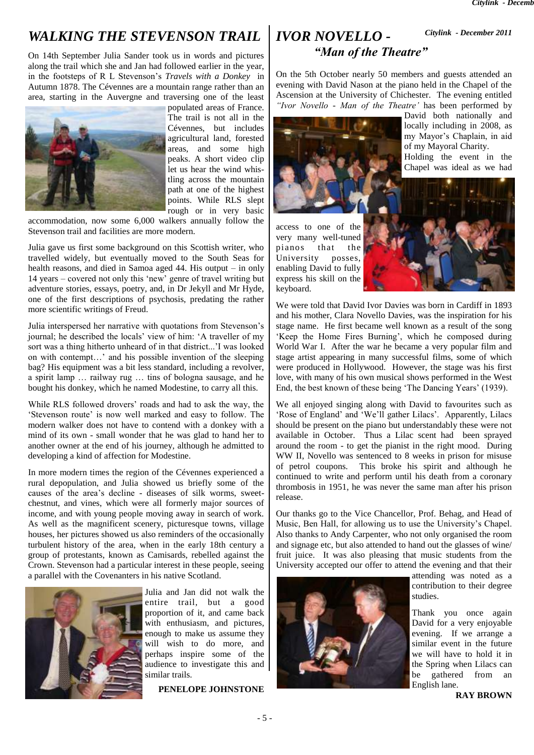## WALKING THE STEVENSON TRAIL

On 14th September Julia Sander took us in words and pictures along the trail which she and Jan had followed earlier in the year, in the footsteps of R L Stevenson's *Travels with a Donkey* in Autumn 1878. The Cévennes are a mountain range rather than an area, starting in the Auvergne and traversing one of the least populated areas of France. The trail is not all in the Cévennes, but includes agricultural land, forested areas, and some high peaks. A short video clip let us hear the wind whistling across the mountain path at one of the highest points. While RLS slept rough or in very basic accommodation, now some 6,000 walkers annually follow the Stevenson trail and facilities are more modern.

Julia gave us first some background on this Scottish writer, who travelled widely, but eventually moved to the South Seas for health reasons, and died in Samoa aged 44. His output – in only 14 years – covered not only this 'new' genre of travel writing but adventure stories, essays, poetry, and, in Dr Jekyll and Mr Hyde, one of the first descriptions of psychosis, predating the rather more scientific writings of Freud.

Julia interspersed her narrative with quotations from Stevenson's journal; he described the locals' view of him: 'A traveller of my sort was a thing hitherto unheard of in that district...'I was looked on with contempt…' and his possible invention of the sleeping bag? His equipment was a bit less standard, including a revolver, a spirit lamp … railway rug … tins of bologna sausage, and he bought his donkey, which he named Modestine, to carry all this.

While RLS followed drovers' roads and had to ask the way, the 'Stevenson route' is now well marked and easy to follow. The modern walker does not have to contend with a donkey with a mind of its own - small wonder that he was glad to hand her to another owner at the end of his journey, although he admitted to developing a kind of affection for Modestine.

In more modern times the region of the Cévennes experienced a rural depopulation, and Julia showed us briefly some of the causes of the area's decline - diseases of silk worms, sweet-chestnut, and vines, which were all formerly major sources of income, and with young people moving away in search of work. As well as the magnificent scenery, picturesque towns, village houses, her pictures showed us also reminders of the occasionally turbulent history of the area, when in the early 18th century a group of protestants, known as Camisards, rebelled against the Crown. Stevenson had a particular interest in these people, seeing a parallel with the Covenanters in his native Scotland.

Julia and Jan did not walk the entire trail, but a good proportion of it, and came back with enthusiasm, and pictures, enough to make us assume they will wish to do more, and perhaps inspire some of the audience to investigate this and similar trails.

**PENELOPE JOHNSTONE**

## IVOR NOVELLO - "Man of the Theatre"

On the 5th October nearly 50 members and guests attended an evening with David Nason at the piano held in the Chapel of the Ascension at the University of Chichester. The evening entitled *"Ivor Novello - Man of the Theatre'* has been performed by David both nationally and locally including in 2008, as my Mayor's Chaplain, in aid of my Mayoral Charity. Holding the event in the Chapel was ideal as we had access to one of the very many well-tuned pianos that the University posses, enabling David to fully express his skill on the keyboard.

We were told that David Ivor Davies was born in Cardiff in 1893 and his mother, Clara Novello Davies, was the inspiration for his stage name. He first became well known as a result of the song 'Keep the Home Fires Burning', which he composed during World War I. After the war he became a very popular film and stage artist appearing in many successful films, some of which were produced in Hollywood. However, the stage was his first love, with many of his own musical shows performed in the West End, the best known of these being 'The Dancing Years' (1939).

We all enjoyed singing along with David to favourites such as 'Rose of England' and 'We'll gather Lilacs'. Apparently, Lilacs should be present on the piano but understandably these were not available in October. Thus a Lilac scent had been sprayed around the room - to get the pianist in the right mood. During WW II, Novello was sentenced to 8 weeks in prison for misuse of petrol coupons. This broke his spirit and although he continued to write and perform until his death from a coronary thrombosis in 1951, he was never the same man after his prison release.

Our thanks go to the Vice Chancellor, Prof. Behag, and Head of Music, Ben Hall, for allowing us to use the University's Chapel. Also thanks to Andy Carpenter, who not only organised the room and signage etc, but also attended to hand out the glasses of wine/fruit juice. It was also pleasing that music students from the University accepted our offer to attend the evening and that their attending was noted as a contribution to their degree studies.

Thank you once again David for a very enjoyable evening. If we arrange a similar event in the future we will have to hold it in the Spring when Lilacs can be gathered from an English lane.

**RAY BROWN**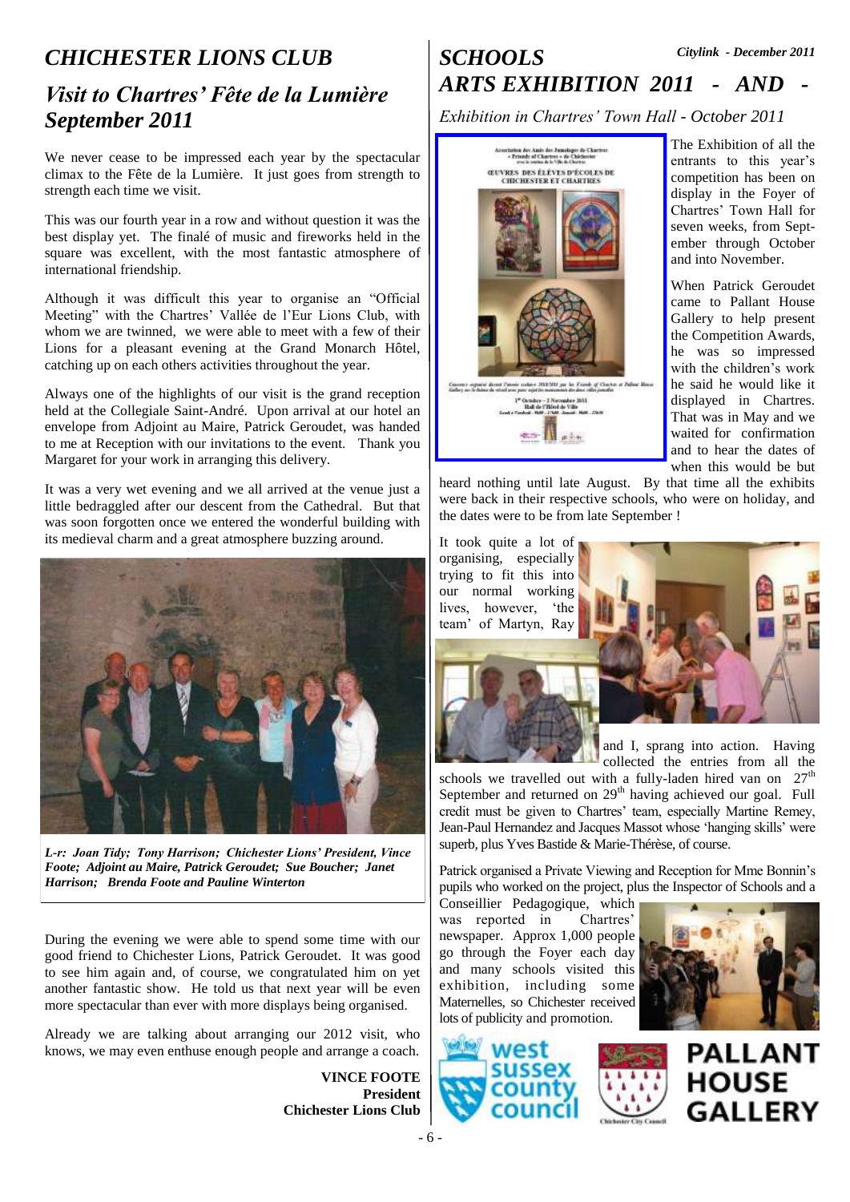# CHICHESTER LIONS CLUB

## *Visit to Chartres' Fête de la Lumière September 2011*

We never cease to be impressed each year by the spectacular climax to the Fête de la Lumière. It just goes from strength to strength each time we visit.

This was our fourth year in a row and without question it was the best display yet. The finalé of music and fireworks held in the square was excellent, with the most fantastic atmosphere of international friendship.

Although it was difficult this year to organise an "Official Meeting" with the Chartres' Vallée de l'Eur Lions Club, with whom we are twinned, we were able to meet with a few of their Lions for a pleasant evening at the Grand Monarch Hôtel, catching up on each others activities throughout the year.

Always one of the highlights of our visit is the grand reception held at the Collegiale Saint-André. Upon arrival at our hotel an envelope from Adjoint au Maire, Patrick Geroudet, was handed to me at Reception with our invitations to the event. Thank you Margaret for your work in arranging this delivery.

It was a very wet evening and we all arrived at the venue just a little bedraggled after our descent from the Cathedral. But that was soon forgotten once we entered the wonderful building with its medieval charm and a great atmosphere buzzing around.

*L-r: Joan Tidy; Tony Harrison; Chichester Lions' President, Vince Foote; Adjoint au Maire, Patrick Geroudet; Sue Boucher; Janet Harrison; Brenda Foote and Pauline Winterton*

During the evening we were able to spend some time with our good friend to Chichester Lions, Patrick Geroudet. It was good to see him again and, of course, we congratulated him on yet another fantastic show. He told us that next year will be even more spectacular than ever with more displays being organised.

Already we are talking about arranging our 2012 visit, who knows, we may even enthuse enough people and arrange a coach.

**VINCE FOOTE**
**President**
**Chichester Lions Club**

# SCHOOLS ARTS EXHIBITION 2011 - AND -

*Exhibition in Chartres' Town Hall - October 2011*

The Exhibition of all the entrants to this year's competition has been on display in the Foyer of Chartres' Town Hall for seven weeks, from September through October and into November.

When Patrick Geroudet came to Pallant House Gallery to help present the Competition Awards, he was so impressed with the children's work he said he would like it displayed in Chartres. That was in May and we waited for confirmation and to hear the dates of when this would be but heard nothing until late August. By that time all the exhibits were back in their respective schools, who were on holiday, and the dates were to be from late September !

It took quite a lot of organising, especially trying to fit this into our normal working lives, however, 'the team' of Martyn, Ray and I, sprang into action. Having collected the entries from all the schools we travelled out with a fully-laden hired van on 27th September and returned on 29th having achieved our goal. Full credit must be given to Chartres' team, especially Martine Remey, Jean-Paul Hernandez and Jacques Massot whose 'hanging skills' were superb, plus Yves Bastide & Marie-Thérèse, of course.

Patrick organised a Private Viewing and Reception for Mme Bonnin's pupils who worked on the project, plus the Inspector of Schools and a Conseillier Pedagogique, which was reported in Chartres' newspaper. Approx 1,000 people go through the Foyer each day and many schools visited this exhibition, including some Maternelles, so Chichester received lots of publicity and promotion.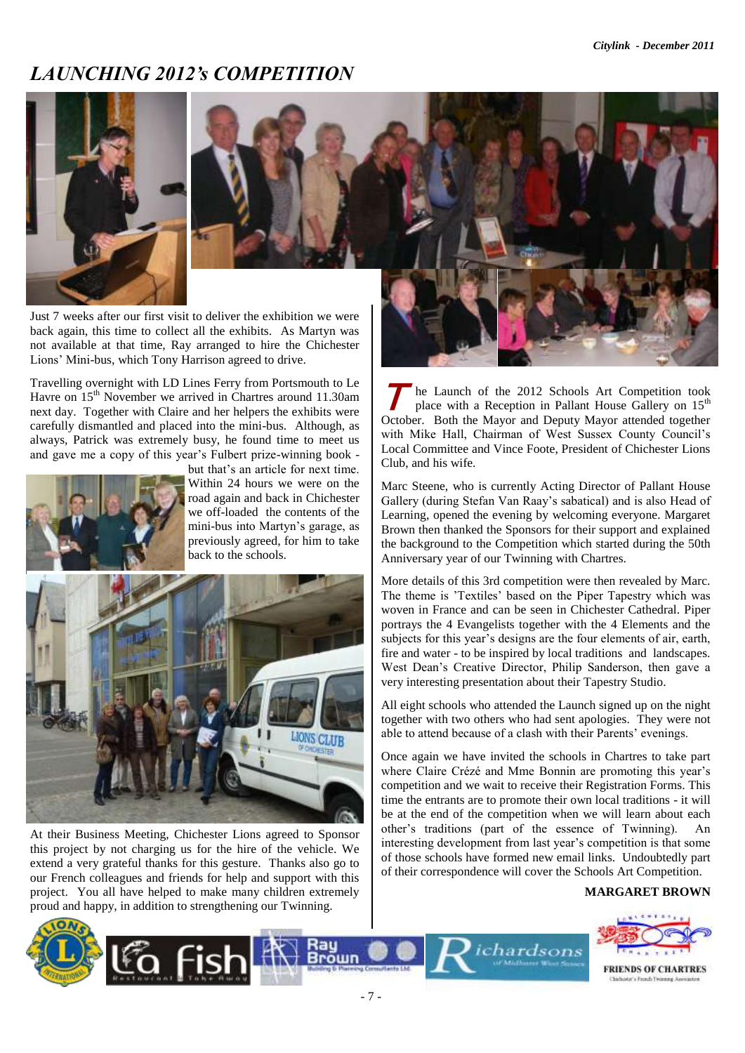# LAUNCHING 2012's COMPETITION

Just 7 weeks after our first visit to deliver the exhibition we were back again, this time to collect all the exhibits. As Martyn was not available at that time, Ray arranged to hire the Chichester Lions' Mini-bus, which Tony Harrison agreed to drive.

Travelling overnight with LD Lines Ferry from Portsmouth to Le Havre on 15th November we arrived in Chartres around 11.30am next day. Together with Claire and her helpers the exhibits were carefully dismantled and placed into the mini-bus. Although, as always, Patrick was extremely busy, he found time to meet us and gave me a copy of this year's Fulbert prize-winning book - but that's an article for next time. Within 24 hours we were on the road again and back in Chichester we off-loaded the contents of the mini-bus into Martyn's garage, as previously agreed, for him to take back to the schools.

At their Business Meeting, Chichester Lions agreed to Sponsor this project by not charging us for the hire of the vehicle. We extend a very grateful thanks for this gesture. Thanks also go to our French colleagues and friends for help and support with this project. You all have helped to make many children extremely proud and happy, in addition to strengthening our Twinning.

The Launch of the 2012 Schools Art Competition took place with a Reception in Pallant House Gallery on 15th October. Both the Mayor and Deputy Mayor attended together with Mike Hall, Chairman of West Sussex County Council's Local Committee and Vince Foote, President of Chichester Lions Club, and his wife.

Marc Steene, who is currently Acting Director of Pallant House Gallery (during Stefan Van Raay's sabatical) and is also Head of Learning, opened the evening by welcoming everyone. Margaret Brown then thanked the Sponsors for their support and explained the background to the Competition which started during the 50th Anniversary year of our Twinning with Chartres.

More details of this 3rd competition were then revealed by Marc. The theme is 'Textiles' based on the Piper Tapestry which was woven in France and can be seen in Chichester Cathedral. Piper portrays the 4 Evangelists together with the 4 Elements and the subjects for this year's designs are the four elements of air, earth, fire and water - to be inspired by local traditions and landscapes. West Dean's Creative Director, Philip Sanderson, then gave a very interesting presentation about their Tapestry Studio.

All eight schools who attended the Launch signed up on the night together with two others who had sent apologies. They were not able to attend because of a clash with their Parents' evenings.

Once again we have invited the schools in Chartres to take part where Claire Crézé and Mme Bonnin are promoting this year's competition and we wait to receive their Registration Forms. This time the entrants are to promote their own local traditions - it will be at the end of the competition when we will learn about each other's traditions (part of the essence of Twinning). An interesting development from last year's competition is that some of those schools have formed new email links. Undoubtedly part of their correspondence will cover the Schools Art Competition.

**MARGARET BROWN**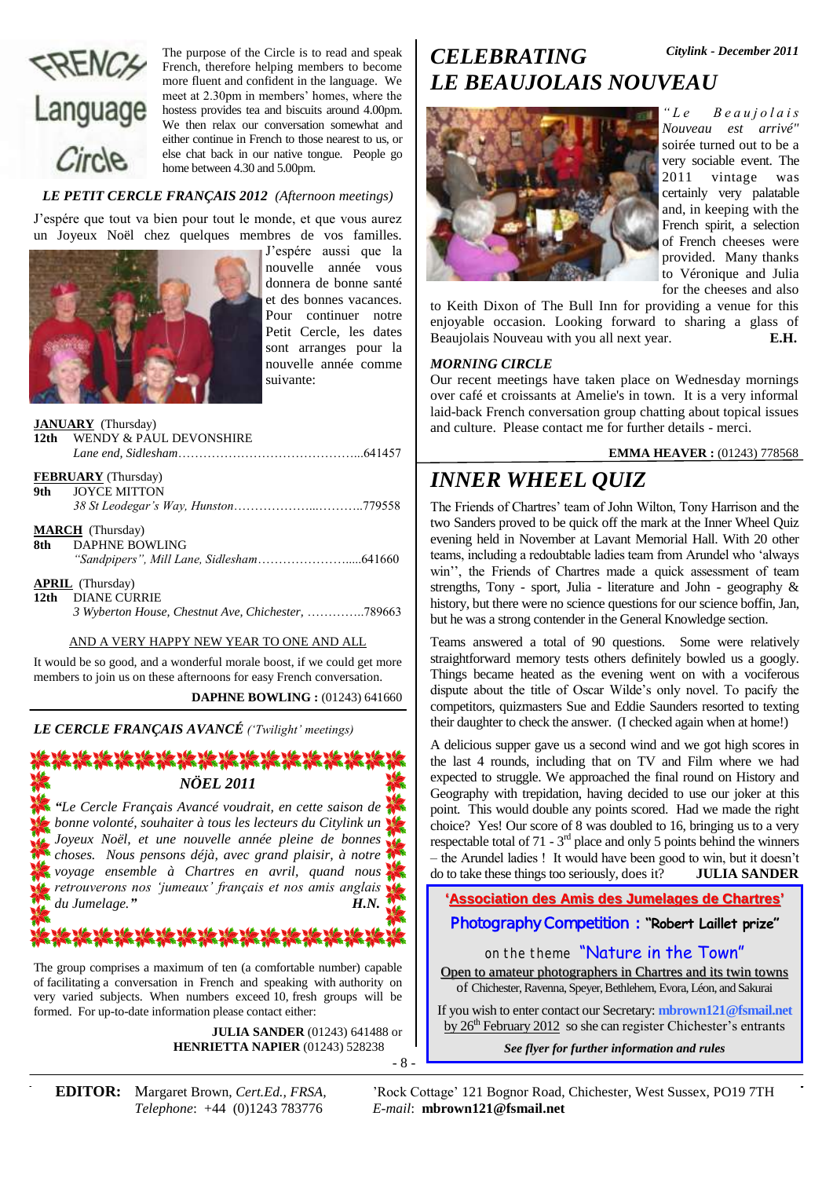# FRENCH Language Circle

The purpose of the Circle is to read and speak French, therefore helping members to become more fluent and confident in the language. We meet at 2.30pm in members' homes, where the hostess provides tea and biscuits around 4.00pm. We then relax our conversation somewhat and either continue in French to those nearest to us, or else chat back in our native tongue. People go home between 4.30 and 5.00pm.

## *LE PETIT CERCLE FRANÇAIS 2012 (Afternoon meetings)*

J'espére que tout va bien pour tout le monde, et que vous aurez un Joyeux Noël chez quelques membres de vos familles. J'espére aussi que la nouvelle année vous donnera de bonne santé et des bonnes vacances. Pour continuer notre Petit Cercle, les dates sont arranges pour la nouvelle année comme suivante:

**JANUARY** (Thursday)
**12th** WENDY & PAUL DEVONSHIRE
*Lane end, Sidlesham*……………………………………...641457

**FEBRUARY** (Thursday)
**9th** JOYCE MITTON
*38 St Leodegar's Way, Hunston*………………...………..779558

**MARCH** (Thursday)
**8th** DAPHNE BOWLING
*"Sandpipers", Mill Lane, Sidlesham*…………………......641660

**APRIL** (Thursday)
**12th** DIANE CURRIE
*3 Wyberton House, Chestnut Ave, Chichester,* …………..789663

AND A VERY HAPPY NEW YEAR TO ONE AND ALL

It would be so good, and a wonderful morale boost, if we could get more members to join us on these afternoons for easy French conversation.

**DAPHNE BOWLING :** (01243) 641660

## *LE CERCLE FRANÇAIS AVANCÉ ('Twilight' meetings)*

### *NÖEL 2011*

***"****Le Cercle Français Avancé voudrait, en cette saison de bonne volonté, souhaiter à tous les lecteurs du Citylink un Joyeux Noël, et une nouvelle année pleine de bonnes choses. Nous pensons déjà, avec grand plaisir, à notre voyage ensemble à Chartres en avril, quand nous retrouverons nos 'jumeaux' français et nos amis anglais du Jumelage.****"*** ***H.N.***

The group comprises a maximum of ten (a comfortable number) capable of facilitating a conversation in French and speaking with authority on very varied subjects. When numbers exceed 10, fresh groups will be formed. For up-to-date information please contact either:

**JULIA SANDER** (01243) 641488 or
**HENRIETTA NAPIER** (01243) 528238

# *CELEBRATING LE BEAUJOLAIS NOUVEAU*

*"Le Beaujolais Nouveau est arrivé"* soirée turned out to be a very sociable event. The 2011 vintage was certainly very palatable and, in keeping with the French spirit, a selection of French cheeses were provided. Many thanks to Véronique and Julia for the cheeses and also to Keith Dixon of The Bull Inn for providing a venue for this enjoyable occasion. Looking forward to sharing a glass of Beaujolais Nouveau with you all next year. **E.H.**

### *MORNING CIRCLE*

Our recent meetings have taken place on Wednesday mornings over café et croissants at Amelie's in town. It is a very informal laid-back French conversation group chatting about topical issues and culture. Please contact me for further details - merci.

**EMMA HEAVER :** (01243) 778568

# *INNER WHEEL QUIZ*

The Friends of Chartres' team of John Wilton, Tony Harrison and the two Sanders proved to be quick off the mark at the Inner Wheel Quiz evening held in November at Lavant Memorial Hall. With 20 other teams, including a redoubtable ladies team from Arundel who 'always win'', the Friends of Chartres made a quick assessment of team strengths, Tony - sport, Julia - literature and John - geography & history, but there were no science questions for our science boffin, Jan, but he was a strong contender in the General Knowledge section.

Teams answered a total of 90 questions. Some were relatively straightforward memory tests others definitely bowled us a googly. Things became heated as the evening went on with a vociferous dispute about the title of Oscar Wilde's only novel. To pacify the competitors, quizmasters Sue and Eddie Saunders resorted to texting their daughter to check the answer. (I checked again when at home!)

A delicious supper gave us a second wind and we got high scores in the last 4 rounds, including that on TV and Film where we had expected to struggle. We approached the final round on History and Geography with trepidation, having decided to use our joker at this point. This would double any points scored. Had we made the right choice? Yes! Our score of 8 was doubled to 16, bringing us to a very respectable total of 71 - 3rd place and only 5 points behind the winners – the Arundel ladies ! It would have been good to win, but it doesn't do to take these things too seriously, does it? **JULIA SANDER**

**'Association des Amis des Jumelages de Chartres'**

**Photography Competition : "Robert Laillet prize"**

on the theme **"Nature in the Town"**

Open to amateur photographers in Chartres and its twin towns of Chichester, Ravenna, Speyer, Bethlehem, Evora, Léon, and Sakurai

If you wish to enter contact our Secretary: **mbrown121@fsmail.net** by 26th February 2012 so she can register Chichester's entrants

***See flyer for further information and rules***

**EDITOR:** Margaret Brown, *Cert.Ed., FRSA,* *Telephone*: +44 (0)1243 783776 'Rock Cottage' 121 Bognor Road, Chichester, West Sussex, PO19 7TH *E-mail*: **mbrown121@fsmail.net**